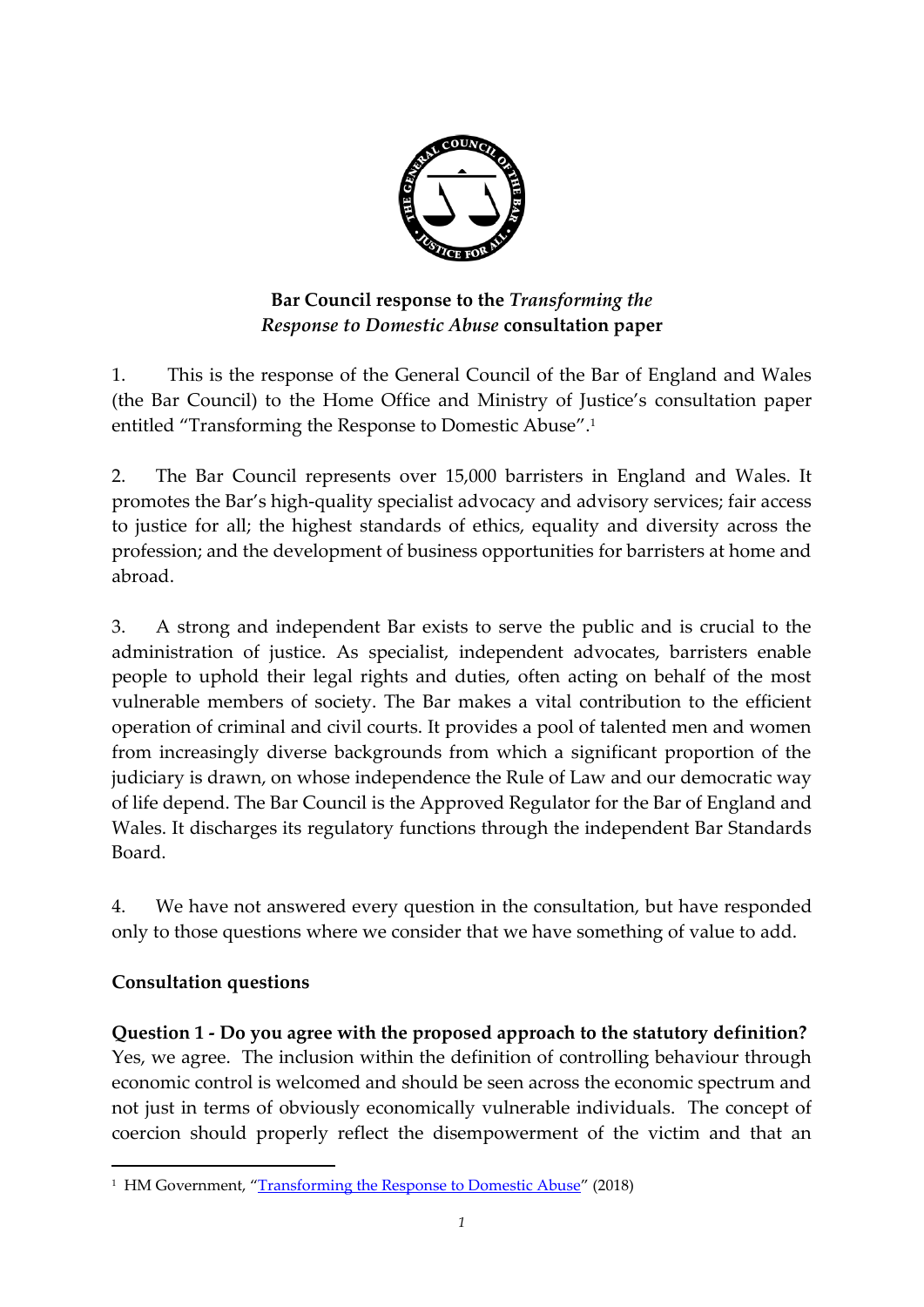**Bar Council response to the *Transforming the Response to Domestic Abuse* consultation paper**

1. This is the response of the General Council of the Bar of England and Wales (the Bar Council) to the Home Office and Ministry of Justice's consultation paper entitled "Transforming the Response to Domestic Abuse".[1]

2. The Bar Council represents over 15,000 barristers in England and Wales. It promotes the Bar's high-quality specialist advocacy and advisory services; fair access to justice for all; the highest standards of ethics, equality and diversity across the profession; and the development of business opportunities for barristers at home and abroad.

3. A strong and independent Bar exists to serve the public and is crucial to the administration of justice. As specialist, independent advocates, barristers enable people to uphold their legal rights and duties, often acting on behalf of the most vulnerable members of society. The Bar makes a vital contribution to the efficient operation of criminal and civil courts. It provides a pool of talented men and women from increasingly diverse backgrounds from which a significant proportion of the judiciary is drawn, on whose independence the Rule of Law and our democratic way of life depend. The Bar Council is the Approved Regulator for the Bar of England and Wales. It discharges its regulatory functions through the independent Bar Standards Board.

4. We have not answered every question in the consultation, but have responded only to those questions where we consider that we have something of value to add.

**Consultation questions**

**Question 1 - Do you agree with the proposed approach to the statutory definition?**
Yes, we agree. The inclusion within the definition of controlling behaviour through economic control is welcomed and should be seen across the economic spectrum and not just in terms of obviously economically vulnerable individuals. The concept of coercion should properly reflect the disempowerment of the victim and that an

[1] HM Government, "Transforming the Response to Domestic Abuse" (2018)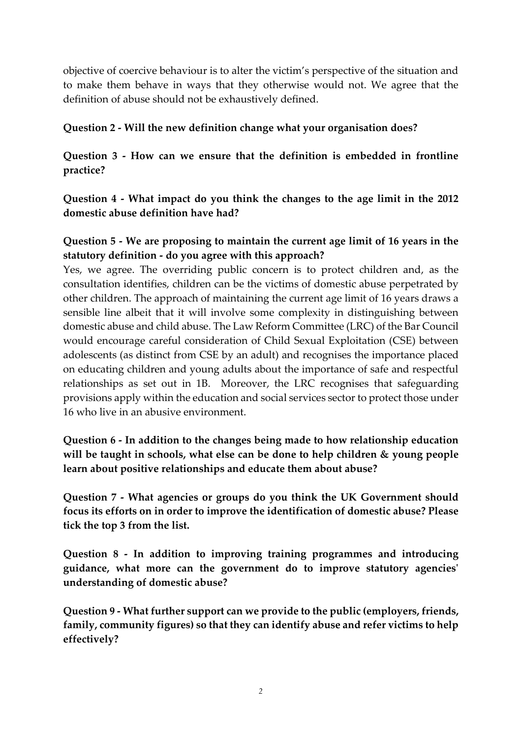objective of coercive behaviour is to alter the victim's perspective of the situation and to make them behave in ways that they otherwise would not. We agree that the definition of abuse should not be exhaustively defined.

**Question 2 - Will the new definition change what your organisation does?**

**Question 3 - How can we ensure that the definition is embedded in frontline practice?**

**Question 4 - What impact do you think the changes to the age limit in the 2012 domestic abuse definition have had?**

**Question 5 - We are proposing to maintain the current age limit of 16 years in the statutory definition - do you agree with this approach?**

Yes, we agree. The overriding public concern is to protect children and, as the consultation identifies, children can be the victims of domestic abuse perpetrated by other children. The approach of maintaining the current age limit of 16 years draws a sensible line albeit that it will involve some complexity in distinguishing between domestic abuse and child abuse. The Law Reform Committee (LRC) of the Bar Council would encourage careful consideration of Child Sexual Exploitation (CSE) between adolescents (as distinct from CSE by an adult) and recognises the importance placed on educating children and young adults about the importance of safe and respectful relationships as set out in 1B. Moreover, the LRC recognises that safeguarding provisions apply within the education and social services sector to protect those under 16 who live in an abusive environment.

**Question 6 - In addition to the changes being made to how relationship education will be taught in schools, what else can be done to help children & young people learn about positive relationships and educate them about abuse?**

**Question 7 - What agencies or groups do you think the UK Government should focus its efforts on in order to improve the identification of domestic abuse? Please tick the top 3 from the list.**

**Question 8 - In addition to improving training programmes and introducing guidance, what more can the government do to improve statutory agencies' understanding of domestic abuse?**

**Question 9 - What further support can we provide to the public (employers, friends, family, community figures) so that they can identify abuse and refer victims to help effectively?**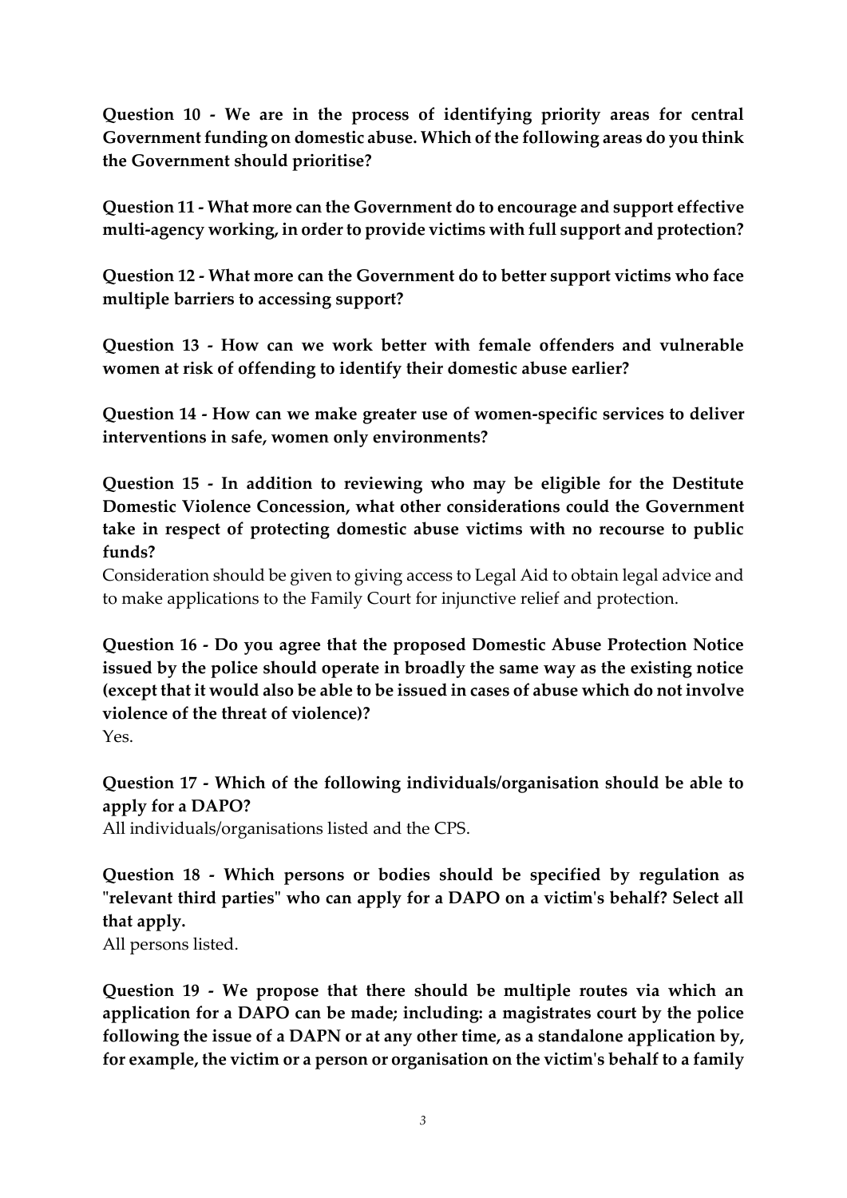**Question 10 - We are in the process of identifying priority areas for central Government funding on domestic abuse. Which of the following areas do you think the Government should prioritise?**

**Question 11 - What more can the Government do to encourage and support effective multi-agency working, in order to provide victims with full support and protection?**

**Question 12 - What more can the Government do to better support victims who face multiple barriers to accessing support?**

**Question 13 - How can we work better with female offenders and vulnerable women at risk of offending to identify their domestic abuse earlier?**

**Question 14 - How can we make greater use of women-specific services to deliver interventions in safe, women only environments?**

**Question 15 - In addition to reviewing who may be eligible for the Destitute Domestic Violence Concession, what other considerations could the Government take in respect of protecting domestic abuse victims with no recourse to public funds?**

Consideration should be given to giving access to Legal Aid to obtain legal advice and to make applications to the Family Court for injunctive relief and protection.

**Question 16 - Do you agree that the proposed Domestic Abuse Protection Notice issued by the police should operate in broadly the same way as the existing notice (except that it would also be able to be issued in cases of abuse which do not involve violence of the threat of violence)?**

Yes.

**Question 17 - Which of the following individuals/organisation should be able to apply for a DAPO?**

All individuals/organisations listed and the CPS.

**Question 18 - Which persons or bodies should be specified by regulation as "relevant third parties" who can apply for a DAPO on a victim's behalf? Select all that apply.**

All persons listed.

**Question 19 - We propose that there should be multiple routes via which an application for a DAPO can be made; including: a magistrates court by the police following the issue of a DAPN or at any other time, as a standalone application by, for example, the victim or a person or organisation on the victim's behalf to a family**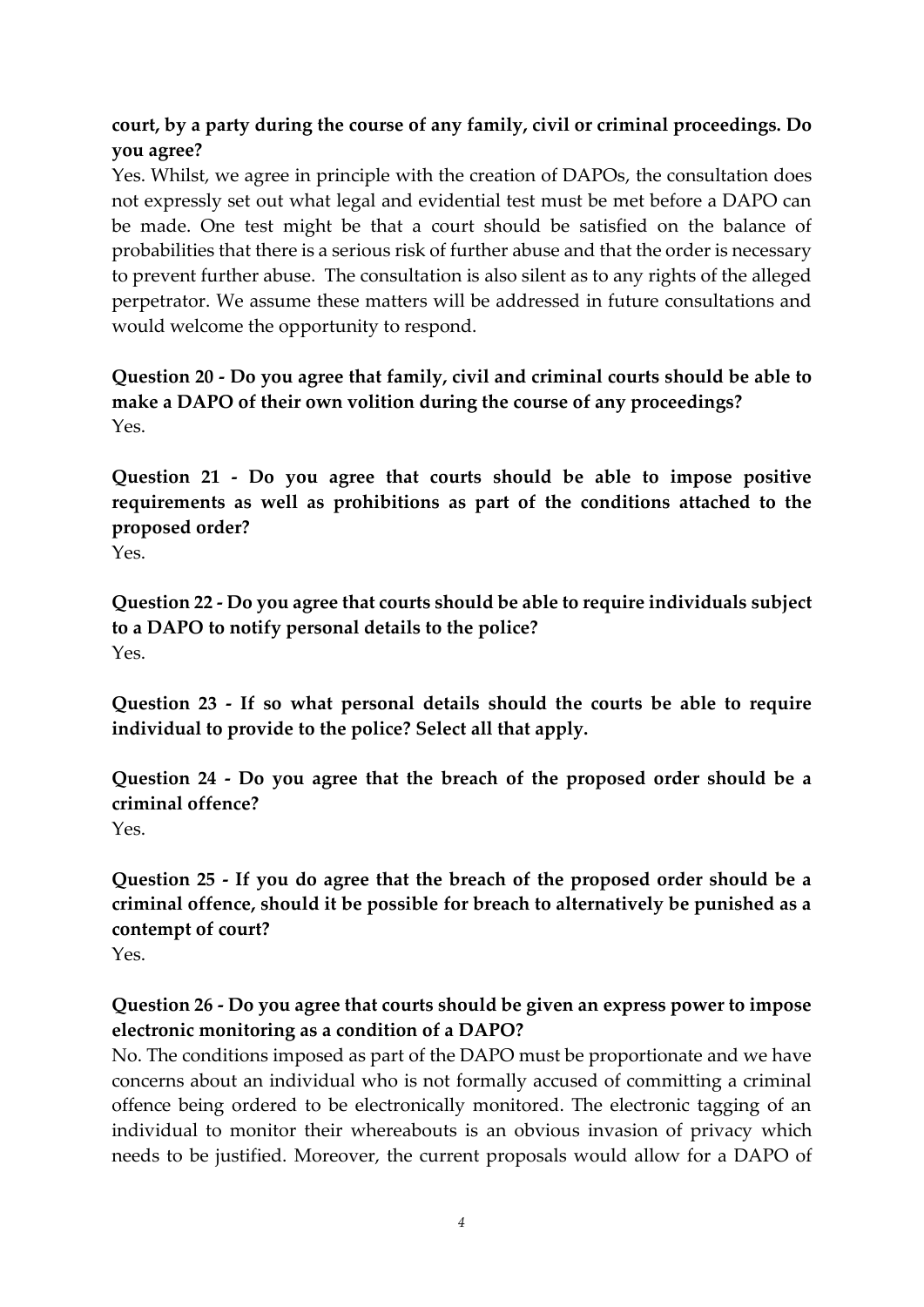**court, by a party during the course of any family, civil or criminal proceedings. Do you agree?**

Yes. Whilst, we agree in principle with the creation of DAPOs, the consultation does not expressly set out what legal and evidential test must be met before a DAPO can be made. One test might be that a court should be satisfied on the balance of probabilities that there is a serious risk of further abuse and that the order is necessary to prevent further abuse. The consultation is also silent as to any rights of the alleged perpetrator. We assume these matters will be addressed in future consultations and would welcome the opportunity to respond.

**Question 20 - Do you agree that family, civil and criminal courts should be able to make a DAPO of their own volition during the course of any proceedings?**

Yes.

**Question 21 - Do you agree that courts should be able to impose positive requirements as well as prohibitions as part of the conditions attached to the proposed order?**

Yes.

**Question 22 - Do you agree that courts should be able to require individuals subject to a DAPO to notify personal details to the police?**

Yes.

**Question 23 - If so what personal details should the courts be able to require individual to provide to the police? Select all that apply.**

**Question 24 - Do you agree that the breach of the proposed order should be a criminal offence?**

Yes.

**Question 25 - If you do agree that the breach of the proposed order should be a criminal offence, should it be possible for breach to alternatively be punished as a contempt of court?**

Yes.

**Question 26 - Do you agree that courts should be given an express power to impose electronic monitoring as a condition of a DAPO?**

No. The conditions imposed as part of the DAPO must be proportionate and we have concerns about an individual who is not formally accused of committing a criminal offence being ordered to be electronically monitored. The electronic tagging of an individual to monitor their whereabouts is an obvious invasion of privacy which needs to be justified. Moreover, the current proposals would allow for a DAPO of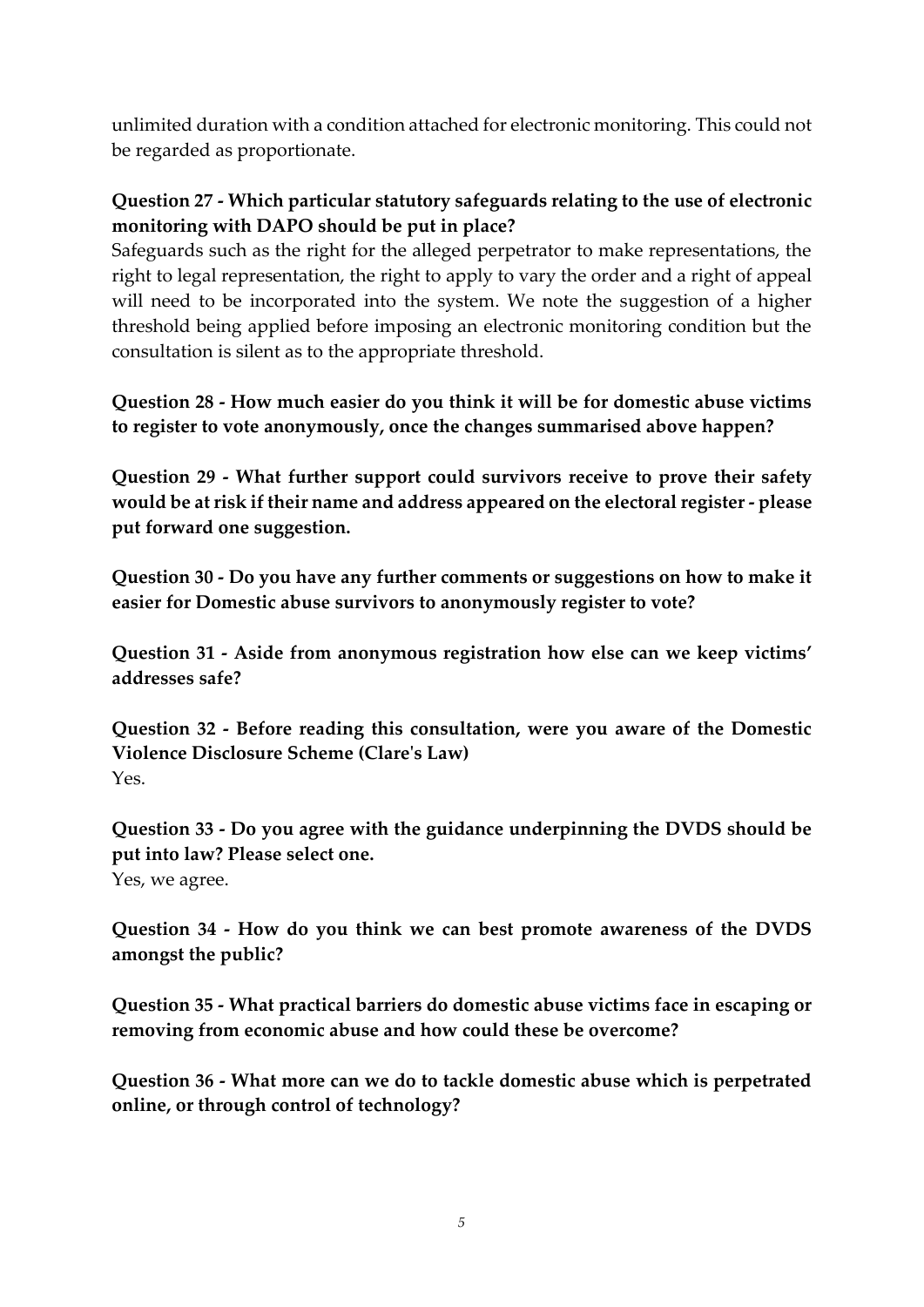unlimited duration with a condition attached for electronic monitoring. This could not be regarded as proportionate.

**Question 27 - Which particular statutory safeguards relating to the use of electronic monitoring with DAPO should be put in place?**

Safeguards such as the right for the alleged perpetrator to make representations, the right to legal representation, the right to apply to vary the order and a right of appeal will need to be incorporated into the system. We note the suggestion of a higher threshold being applied before imposing an electronic monitoring condition but the consultation is silent as to the appropriate threshold.

**Question 28 - How much easier do you think it will be for domestic abuse victims to register to vote anonymously, once the changes summarised above happen?**

**Question 29 - What further support could survivors receive to prove their safety would be at risk if their name and address appeared on the electoral register - please put forward one suggestion.**

**Question 30 - Do you have any further comments or suggestions on how to make it easier for Domestic abuse survivors to anonymously register to vote?**

**Question 31 - Aside from anonymous registration how else can we keep victims' addresses safe?**

**Question 32 - Before reading this consultation, were you aware of the Domestic Violence Disclosure Scheme (Clare's Law)**

Yes.

**Question 33 - Do you agree with the guidance underpinning the DVDS should be put into law? Please select one.**

Yes, we agree.

**Question 34 - How do you think we can best promote awareness of the DVDS amongst the public?**

**Question 35 - What practical barriers do domestic abuse victims face in escaping or removing from economic abuse and how could these be overcome?**

**Question 36 - What more can we do to tackle domestic abuse which is perpetrated online, or through control of technology?**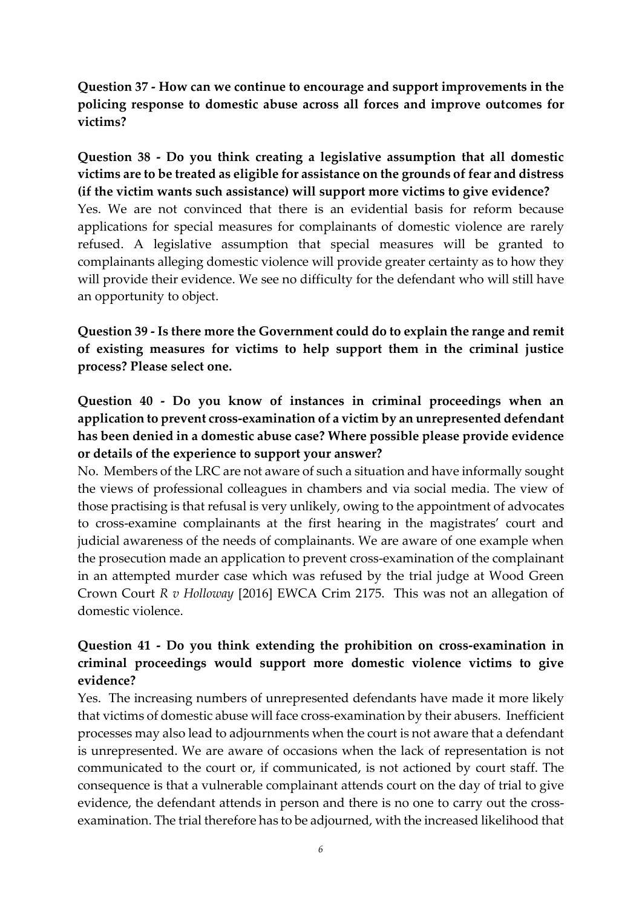**Question 37 - How can we continue to encourage and support improvements in the policing response to domestic abuse across all forces and improve outcomes for victims?**

**Question 38 - Do you think creating a legislative assumption that all domestic victims are to be treated as eligible for assistance on the grounds of fear and distress (if the victim wants such assistance) will support more victims to give evidence?**

Yes. We are not convinced that there is an evidential basis for reform because applications for special measures for complainants of domestic violence are rarely refused. A legislative assumption that special measures will be granted to complainants alleging domestic violence will provide greater certainty as to how they will provide their evidence. We see no difficulty for the defendant who will still have an opportunity to object.

**Question 39 - Is there more the Government could do to explain the range and remit of existing measures for victims to help support them in the criminal justice process? Please select one.**

**Question 40 - Do you know of instances in criminal proceedings when an application to prevent cross-examination of a victim by an unrepresented defendant has been denied in a domestic abuse case? Where possible please provide evidence or details of the experience to support your answer?**

No. Members of the LRC are not aware of such a situation and have informally sought the views of professional colleagues in chambers and via social media. The view of those practising is that refusal is very unlikely, owing to the appointment of advocates to cross-examine complainants at the first hearing in the magistrates' court and judicial awareness of the needs of complainants. We are aware of one example when the prosecution made an application to prevent cross-examination of the complainant in an attempted murder case which was refused by the trial judge at Wood Green Crown Court *R v Holloway* [2016] EWCA Crim 2175. This was not an allegation of domestic violence.

**Question 41 - Do you think extending the prohibition on cross-examination in criminal proceedings would support more domestic violence victims to give evidence?**

Yes. The increasing numbers of unrepresented defendants have made it more likely that victims of domestic abuse will face cross-examination by their abusers. Inefficient processes may also lead to adjournments when the court is not aware that a defendant is unrepresented. We are aware of occasions when the lack of representation is not communicated to the court or, if communicated, is not actioned by court staff. The consequence is that a vulnerable complainant attends court on the day of trial to give evidence, the defendant attends in person and there is no one to carry out the cross-examination. The trial therefore has to be adjourned, with the increased likelihood that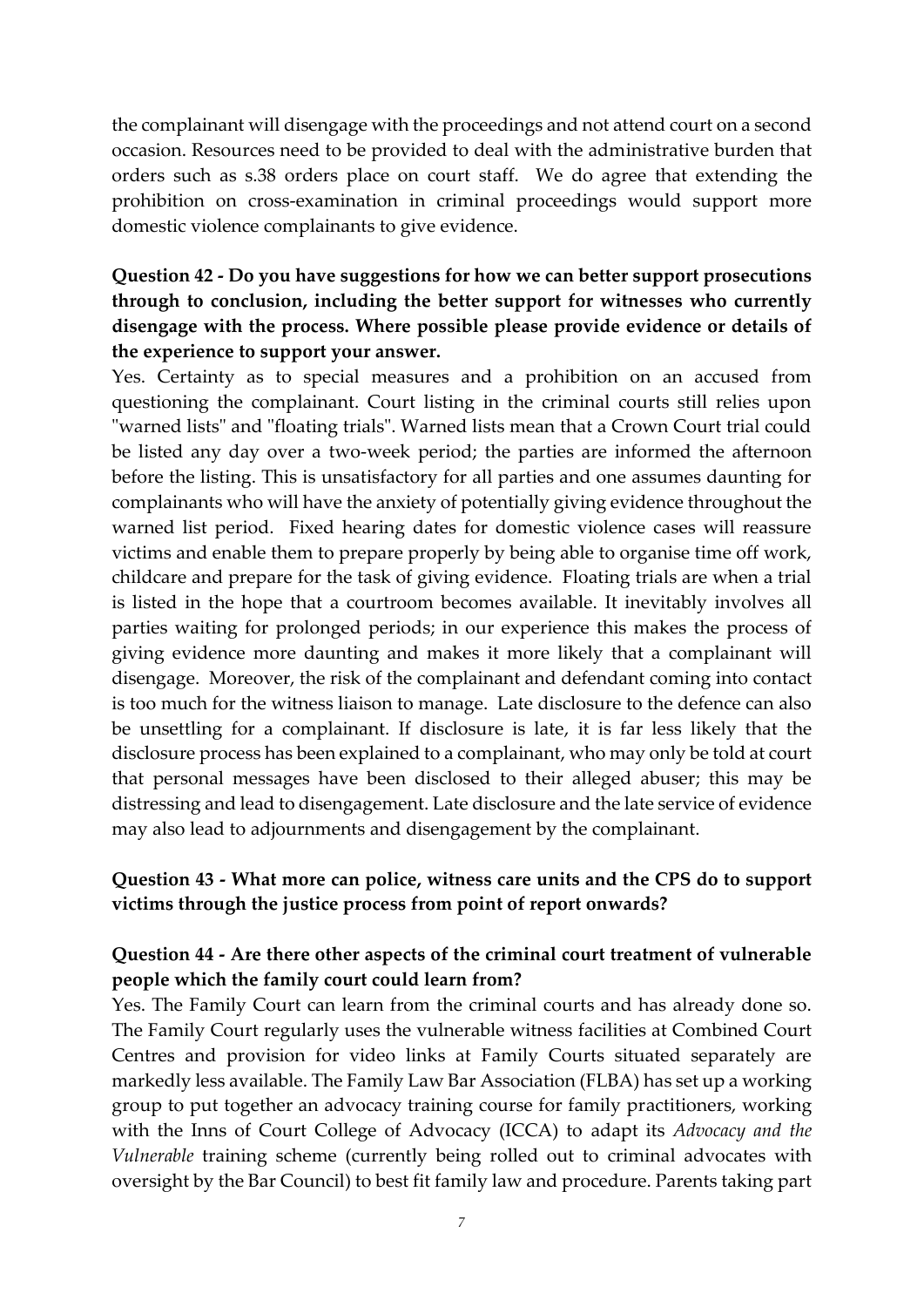the complainant will disengage with the proceedings and not attend court on a second occasion. Resources need to be provided to deal with the administrative burden that orders such as s.38 orders place on court staff. We do agree that extending the prohibition on cross-examination in criminal proceedings would support more domestic violence complainants to give evidence.

**Question 42 - Do you have suggestions for how we can better support prosecutions through to conclusion, including the better support for witnesses who currently disengage with the process. Where possible please provide evidence or details of the experience to support your answer.**

Yes. Certainty as to special measures and a prohibition on an accused from questioning the complainant. Court listing in the criminal courts still relies upon "warned lists" and "floating trials". Warned lists mean that a Crown Court trial could be listed any day over a two-week period; the parties are informed the afternoon before the listing. This is unsatisfactory for all parties and one assumes daunting for complainants who will have the anxiety of potentially giving evidence throughout the warned list period. Fixed hearing dates for domestic violence cases will reassure victims and enable them to prepare properly by being able to organise time off work, childcare and prepare for the task of giving evidence. Floating trials are when a trial is listed in the hope that a courtroom becomes available. It inevitably involves all parties waiting for prolonged periods; in our experience this makes the process of giving evidence more daunting and makes it more likely that a complainant will disengage. Moreover, the risk of the complainant and defendant coming into contact is too much for the witness liaison to manage. Late disclosure to the defence can also be unsettling for a complainant. If disclosure is late, it is far less likely that the disclosure process has been explained to a complainant, who may only be told at court that personal messages have been disclosed to their alleged abuser; this may be distressing and lead to disengagement. Late disclosure and the late service of evidence may also lead to adjournments and disengagement by the complainant.

**Question 43 - What more can police, witness care units and the CPS do to support victims through the justice process from point of report onwards?**

**Question 44 - Are there other aspects of the criminal court treatment of vulnerable people which the family court could learn from?**

Yes. The Family Court can learn from the criminal courts and has already done so. The Family Court regularly uses the vulnerable witness facilities at Combined Court Centres and provision for video links at Family Courts situated separately are markedly less available. The Family Law Bar Association (FLBA) has set up a working group to put together an advocacy training course for family practitioners, working with the Inns of Court College of Advocacy (ICCA) to adapt its *Advocacy and the Vulnerable* training scheme (currently being rolled out to criminal advocates with oversight by the Bar Council) to best fit family law and procedure. Parents taking part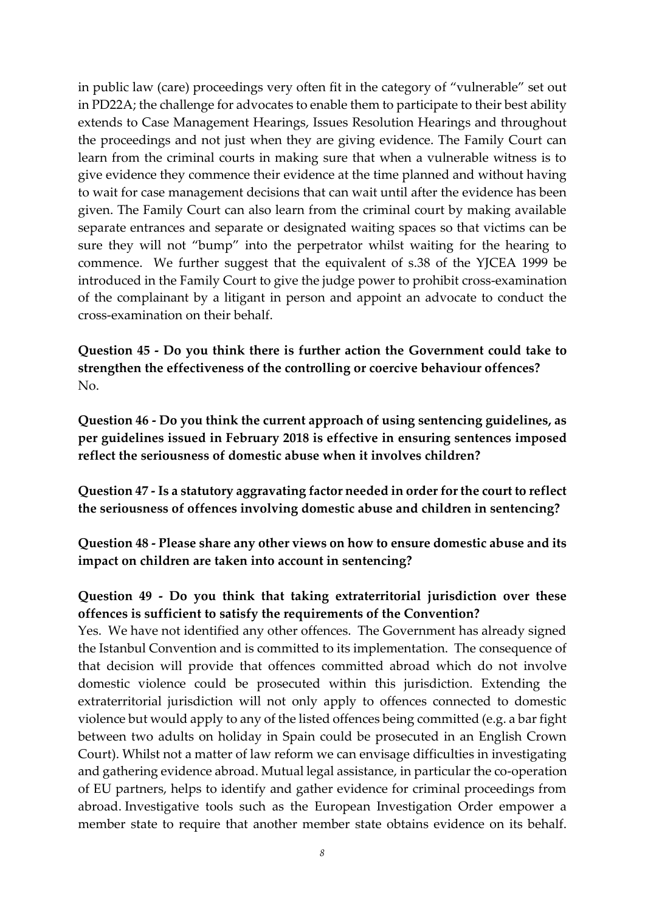in public law (care) proceedings very often fit in the category of "vulnerable" set out in PD22A; the challenge for advocates to enable them to participate to their best ability extends to Case Management Hearings, Issues Resolution Hearings and throughout the proceedings and not just when they are giving evidence. The Family Court can learn from the criminal courts in making sure that when a vulnerable witness is to give evidence they commence their evidence at the time planned and without having to wait for case management decisions that can wait until after the evidence has been given. The Family Court can also learn from the criminal court by making available separate entrances and separate or designated waiting spaces so that victims can be sure they will not "bump" into the perpetrator whilst waiting for the hearing to commence. We further suggest that the equivalent of s.38 of the YJCEA 1999 be introduced in the Family Court to give the judge power to prohibit cross-examination of the complainant by a litigant in person and appoint an advocate to conduct the cross-examination on their behalf.

**Question 45 - Do you think there is further action the Government could take to strengthen the effectiveness of the controlling or coercive behaviour offences?**
No.

**Question 46 - Do you think the current approach of using sentencing guidelines, as per guidelines issued in February 2018 is effective in ensuring sentences imposed reflect the seriousness of domestic abuse when it involves children?**

**Question 47 - Is a statutory aggravating factor needed in order for the court to reflect the seriousness of offences involving domestic abuse and children in sentencing?**

**Question 48 - Please share any other views on how to ensure domestic abuse and its impact on children are taken into account in sentencing?**

**Question 49 - Do you think that taking extraterritorial jurisdiction over these offences is sufficient to satisfy the requirements of the Convention?**
Yes. We have not identified any other offences. The Government has already signed the Istanbul Convention and is committed to its implementation. The consequence of that decision will provide that offences committed abroad which do not involve domestic violence could be prosecuted within this jurisdiction. Extending the extraterritorial jurisdiction will not only apply to offences connected to domestic violence but would apply to any of the listed offences being committed (e.g. a bar fight between two adults on holiday in Spain could be prosecuted in an English Crown Court). Whilst not a matter of law reform we can envisage difficulties in investigating and gathering evidence abroad. Mutual legal assistance, in particular the co-operation of EU partners, helps to identify and gather evidence for criminal proceedings from abroad. Investigative tools such as the European Investigation Order empower a member state to require that another member state obtains evidence on its behalf.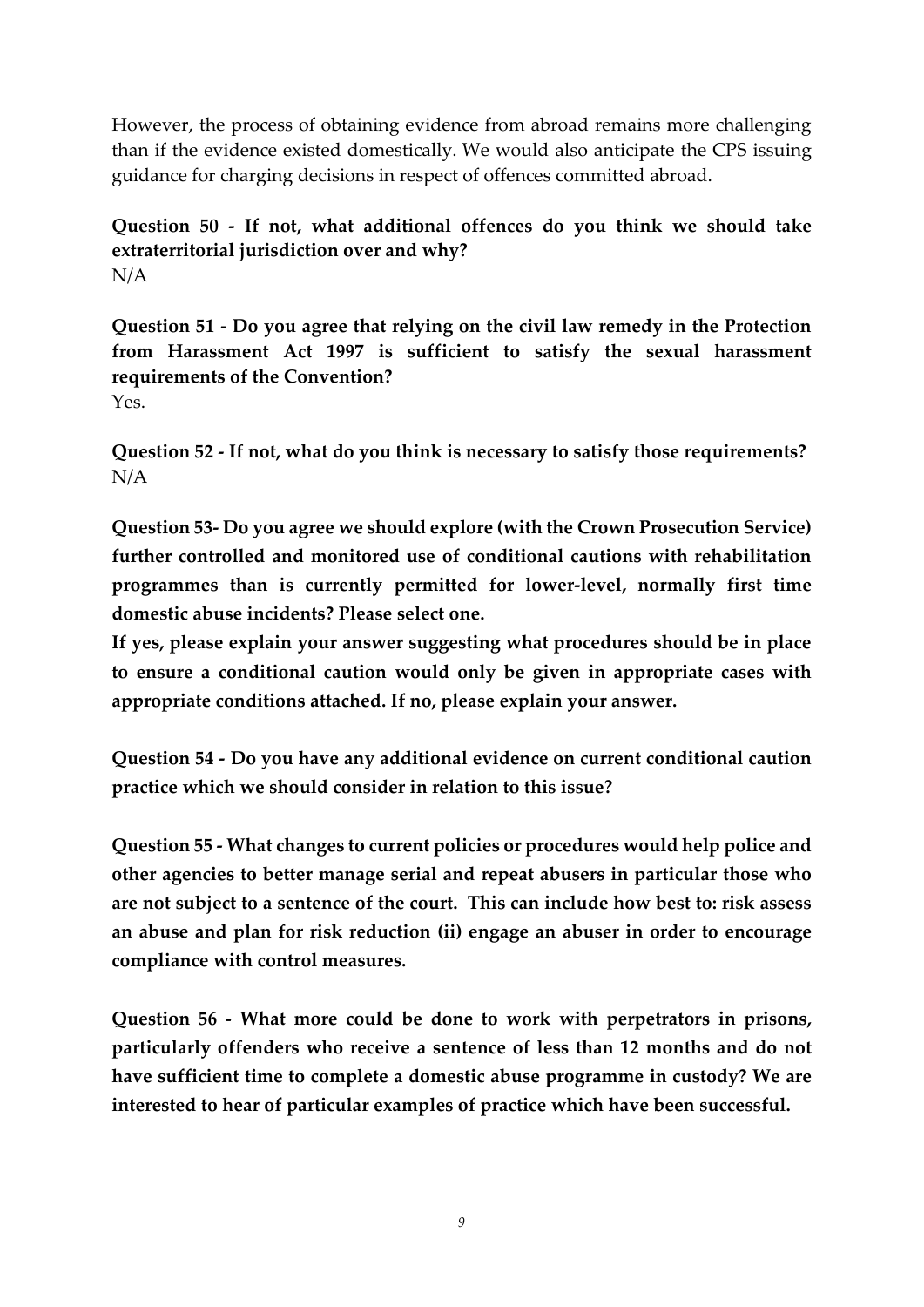However, the process of obtaining evidence from abroad remains more challenging than if the evidence existed domestically. We would also anticipate the CPS issuing guidance for charging decisions in respect of offences committed abroad.

**Question 50 - If not, what additional offences do you think we should take extraterritorial jurisdiction over and why?**
N/A

**Question 51 - Do you agree that relying on the civil law remedy in the Protection from Harassment Act 1997 is sufficient to satisfy the sexual harassment requirements of the Convention?**
Yes.

**Question 52 - If not, what do you think is necessary to satisfy those requirements?**
N/A

**Question 53- Do you agree we should explore (with the Crown Prosecution Service) further controlled and monitored use of conditional cautions with rehabilitation programmes than is currently permitted for lower-level, normally first time domestic abuse incidents? Please select one.**

**If yes, please explain your answer suggesting what procedures should be in place to ensure a conditional caution would only be given in appropriate cases with appropriate conditions attached. If no, please explain your answer.**

**Question 54 - Do you have any additional evidence on current conditional caution practice which we should consider in relation to this issue?**

**Question 55 - What changes to current policies or procedures would help police and other agencies to better manage serial and repeat abusers in particular those who are not subject to a sentence of the court. This can include how best to: risk assess an abuse and plan for risk reduction (ii) engage an abuser in order to encourage compliance with control measures.**

**Question 56 - What more could be done to work with perpetrators in prisons, particularly offenders who receive a sentence of less than 12 months and do not have sufficient time to complete a domestic abuse programme in custody? We are interested to hear of particular examples of practice which have been successful.**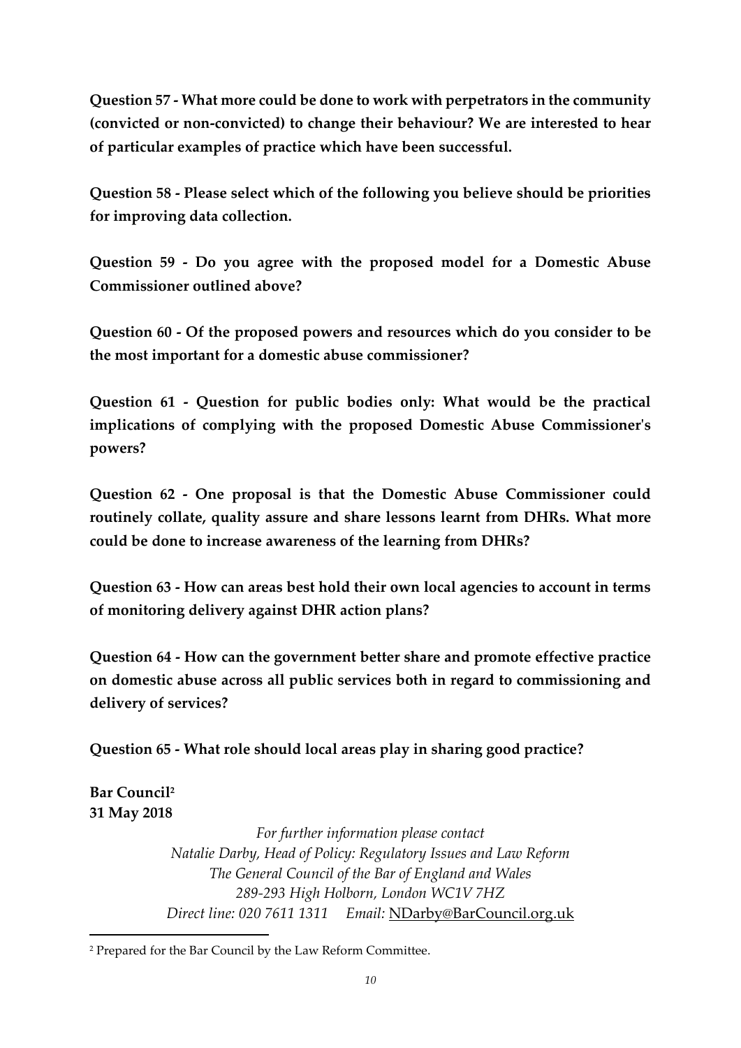**Question 57 - What more could be done to work with perpetrators in the community (convicted or non-convicted) to change their behaviour? We are interested to hear of particular examples of practice which have been successful.**

**Question 58 - Please select which of the following you believe should be priorities for improving data collection.**

**Question 59 - Do you agree with the proposed model for a Domestic Abuse Commissioner outlined above?**

**Question 60 - Of the proposed powers and resources which do you consider to be the most important for a domestic abuse commissioner?**

**Question 61 - Question for public bodies only: What would be the practical implications of complying with the proposed Domestic Abuse Commissioner's powers?**

**Question 62 - One proposal is that the Domestic Abuse Commissioner could routinely collate, quality assure and share lessons learnt from DHRs. What more could be done to increase awareness of the learning from DHRs?**

**Question 63 - How can areas best hold their own local agencies to account in terms of monitoring delivery against DHR action plans?**

**Question 64 - How can the government better share and promote effective practice on domestic abuse across all public services both in regard to commissioning and delivery of services?**

**Question 65 - What role should local areas play in sharing good practice?**

**Bar Council**[2]
**31 May 2018**

*For further information please contact*
*Natalie Darby, Head of Policy: Regulatory Issues and Law Reform*
*The General Council of the Bar of England and Wales*
*289-293 High Holborn, London WC1V 7HZ*
*Direct line: 020 7611 1311     Email:* NDarby@BarCouncil.org.uk

[2] Prepared for the Bar Council by the Law Reform Committee.